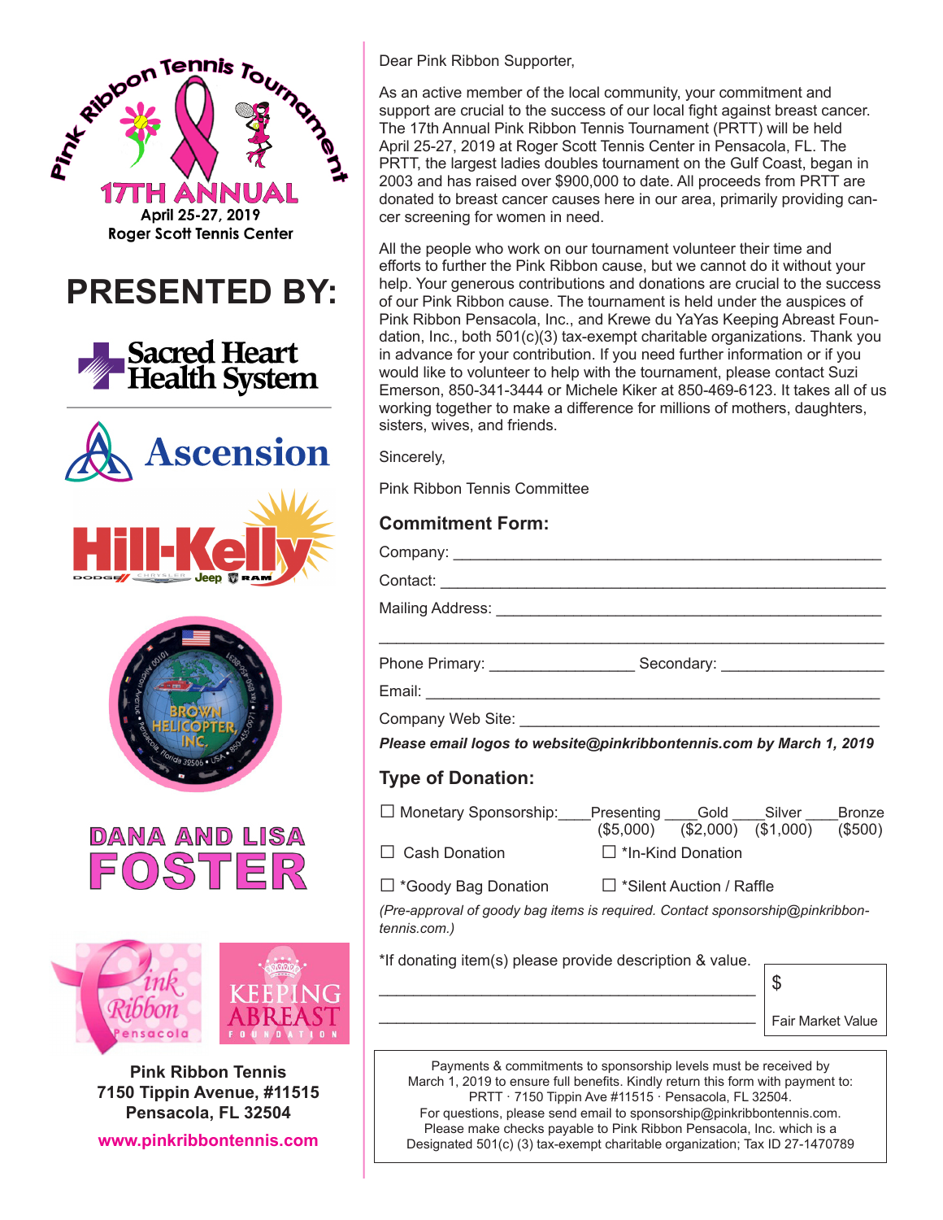Pink Ribbon Tennis Tournament

17TH ANNUAL

April 25-27, 2019

Roger Scott Tennis Center

# PRESENTED BY:

Sacred Heart Health System

Ascension

Hill-Kelly

Brown Helicopter, Inc.

DANA AND LISA FOSTER

Pink Ribbon Pensacola

Keeping Abreast Foundation

**Pink Ribbon Tennis**
**7150 Tippin Avenue, #11515**
**Pensacola, FL 32504**

**www.pinkribbontennis.com**

Dear Pink Ribbon Supporter,

As an active member of the local community, your commitment and support are crucial to the success of our local fight against breast cancer. The 17th Annual Pink Ribbon Tennis Tournament (PRTT) will be held April 25-27, 2019 at Roger Scott Tennis Center in Pensacola, FL. The PRTT, the largest ladies doubles tournament on the Gulf Coast, began in 2003 and has raised over $900,000 to date. All proceeds from PRTT are donated to breast cancer causes here in our area, primarily providing cancer screening for women in need.

All the people who work on our tournament volunteer their time and efforts to further the Pink Ribbon cause, but we cannot do it without your help. Your generous contributions and donations are crucial to the success of our Pink Ribbon cause. The tournament is held under the auspices of Pink Ribbon Pensacola, Inc., and Krewe du YaYas Keeping Abreast Foundation, Inc., both 501(c)(3) tax-exempt charitable organizations. Thank you in advance for your contribution. If you need further information or if you would like to volunteer to help with the tournament, please contact Suzi Emerson, 850-341-3444 or Michele Kiker at 850-469-6123. It takes all of us working together to make a difference for millions of mothers, daughters, sisters, wives, and friends.

Sincerely,

Pink Ribbon Tennis Committee

## Commitment Form:

Company: ____________________________________________

Contact: ____________________________________________

Mailing Address: ____________________________________________

____________________________________________

Phone Primary: ________________ Secondary: ________________

Email: ____________________________________________

Company Web Site: ____________________________________________

***Please email logos to website@pinkribbontennis.com by March 1, 2019***

## Type of Donation:

☐ Monetary Sponsorship: ____Presenting ($5,000) ____Gold ($2,000) ____Silver ($1,000) ____Bronze ($500)

☐ Cash Donation ☐ *In-Kind Donation

☐ *Goody Bag Donation ☐ *Silent Auction / Raffle

*(Pre-approval of goody bag items is required. Contact sponsorship@pinkribbon-tennis.com.)*

*If donating item(s) please provide description & value.

____________________________________________

____________________________________________

$ ________ Fair Market Value

Payments & commitments to sponsorship levels must be received by March 1, 2019 to ensure full benefits. Kindly return this form with payment to: PRTT · 7150 Tippin Ave #11515 · Pensacola, FL 32504.
For questions, please send email to sponsorship@pinkribbontennis.com.
Please make checks payable to Pink Ribbon Pensacola, Inc. which is a Designated 501(c) (3) tax-exempt charitable organization; Tax ID 27-1470789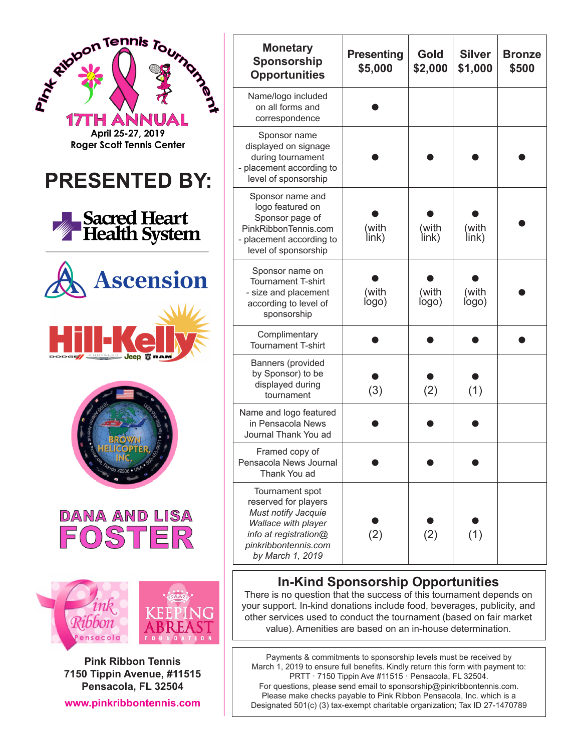Pink Ribbon Tennis Tournament

17TH ANNUAL

April 25-27, 2019

Roger Scott Tennis Center

## PRESENTED BY:

Sacred Heart Health System

Ascension

Hill-Kelly

DODGE CHRYSLER Jeep RAM

BROWN HELICOPTER, INC.

10100 Airport Avenue • Pensacola, Florida 32506 • USA • 850-455-0971 • Fax 850-456-5521

DANA AND LISA FOSTER

Pink Ribbon Pensacola

KEEPING ABREAST FOUNDATION

**Pink Ribbon Tennis**
**7150 Tippin Avenue, #11515**
**Pensacola, FL 32504**

**www.pinkribbontennis.com**

| Monetary Sponsorship Opportunities | Presenting $5,000 | Gold $2,000 | Silver $1,000 | Bronze $500 |
|---|---|---|---|---|
| Name/logo included on all forms and correspondence | ● | | | |
| Sponsor name displayed on signage during tournament - placement according to level of sponsorship | ● | ● | ● | ● |
| Sponsor name and logo featured on Sponsor page of PinkRibbonTennis.com - placement according to level of sponsorship | ● (with link) | ● (with link) | ● (with link) | ● |
| Sponsor name on Tournament T-shirt - size and placement according to level of sponsorship | ● (with logo) | ● (with logo) | ● (with logo) | ● |
| Complimentary Tournament T-shirt | ● | ● | ● | ● |
| Banners (provided by Sponsor) to be displayed during tournament | ● (3) | ● (2) | ● (1) | |
| Name and logo featured in Pensacola News Journal Thank You ad | ● | ● | ● | |
| Framed copy of Pensacola News Journal Thank You ad | ● | ● | ● | |
| Tournament spot reserved for players *Must notify Jacquie Wallace with player info at registration@pinkribbontennis.com by March 1, 2019* | ● (2) | ● (2) | ● (1) | |

## In-Kind Sponsorship Opportunities

There is no question that the success of this tournament depends on your support. In-kind donations include food, beverages, publicity, and other services used to conduct the tournament (based on fair market value). Amenities are based on an in-house determination.

Payments & commitments to sponsorship levels must be received by March 1, 2019 to ensure full benefits. Kindly return this form with payment to: PRTT · 7150 Tippin Ave #11515 · Pensacola, FL 32504.
For questions, please send email to sponsorship@pinkribbontennis.com.
Please make checks payable to Pink Ribbon Pensacola, Inc. which is a Designated 501(c) (3) tax-exempt charitable organization; Tax ID 27-1470789